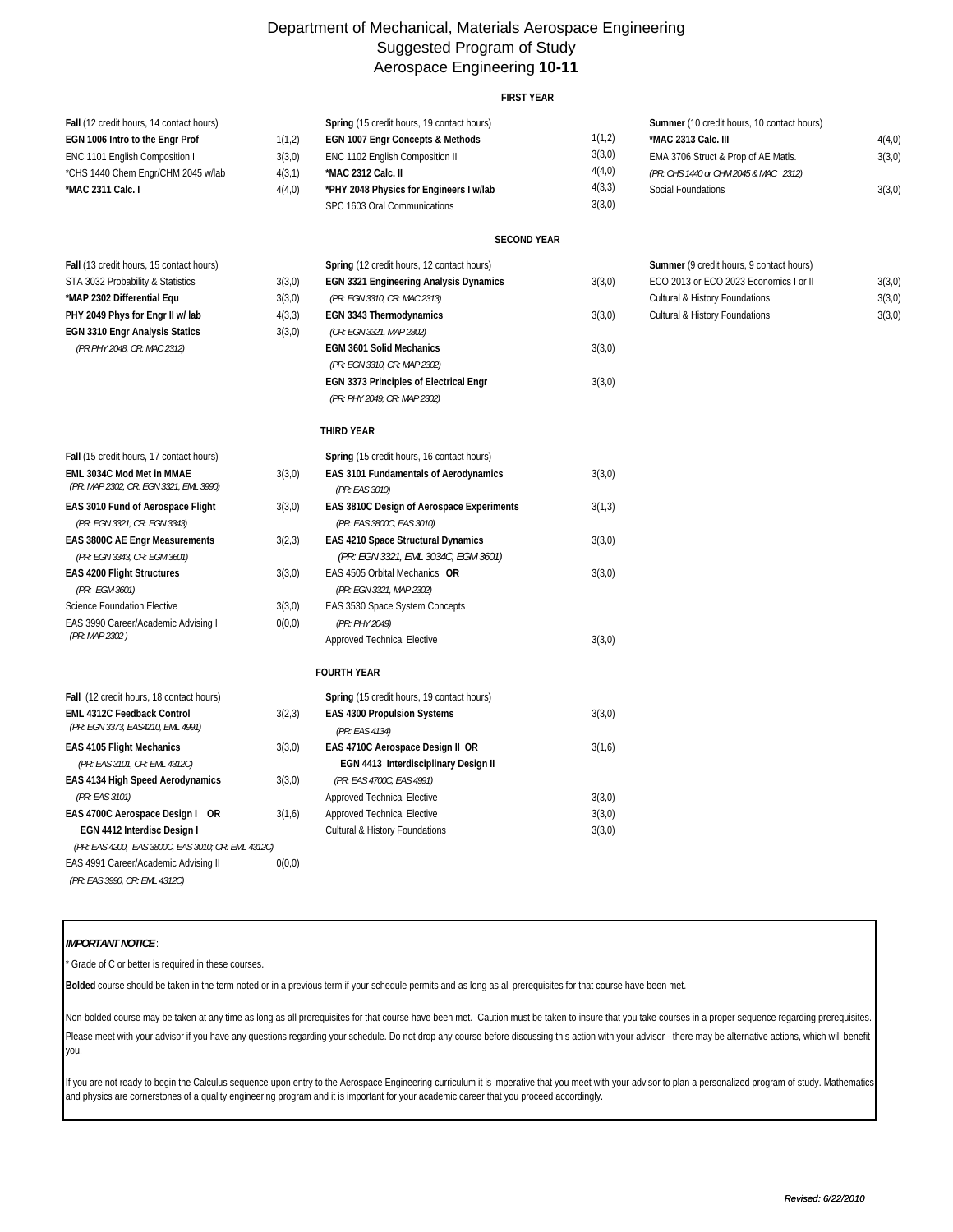# Department of Mechanical, Materials Aerospace Engineering
## Suggested Program of Study
## Aerospace Engineering **10-11**

### FIRST YEAR

**Fall** (12 credit hours, 14 contact hours)

| Course | Credits |
|---|---|
| **EGN 1006 Intro to the Engr Prof** | 1(1,2) |
| ENC 1101 English Composition I | 3(3,0) |
| *CHS 1440 Chem Engr/CHM 2045 w/lab | 4(3,1) |
| ***MAC 2311 Calc. I** | 4(4,0) |

**Spring** (15 credit hours, 19 contact hours)

| Course | Credits |
|---|---|
| **EGN 1007 Engr Concepts & Methods** | 1(1,2) |
| ENC 1102 English Composition II | 3(3,0) |
| ***MAC 2312 Calc. II** | 4(4,0) |
| ***PHY 2048 Physics for Engineers I w/lab** | 4(3,3) |
| SPC 1603 Oral Communications | 3(3,0) |

**Summer** (10 credit hours, 10 contact hours)

| Course | Credits |
|---|---|
| ***MAC 2313 Calc. III** | 4(4,0) |
| EMA 3706 Struct & Prop of AE Matls. | 3(3,0) |
| *(PR: CHS 1440 or CHM 2045 & MAC 2312)* | |
| Social Foundations | 3(3,0) |

### SECOND YEAR

**Fall** (13 credit hours, 15 contact hours)

| Course | Credits |
|---|---|
| STA 3032 Probability & Statistics | 3(3,0) |
| ***MAP 2302 Differential Equ** | 3(3,0) |
| **PHY 2049 Phys for Engr II w/ lab** | 4(3,3) |
| **EGN 3310 Engr Analysis Statics** | 3(3,0) |
| *(PR PHY 2048, CR: MAC 2312)* | |

**Spring** (12 credit hours, 12 contact hours)

| Course | Credits |
|---|---|
| **EGN 3321 Engineering Analysis Dynamics** | 3(3,0) |
| *(PR: EGN 3310, CR: MAC 2313)* | |
| **EGN 3343 Thermodynamics** | 3(3,0) |
| *(CR: EGN 3321, MAP 2302)* | |
| **EGM 3601 Solid Mechanics** | 3(3,0) |
| *(PR: EGN 3310, CR: MAP 2302)* | |
| **EGN 3373 Principles of Electrical Engr** | 3(3,0) |
| *(PR: PHY 2049; CR: MAP 2302)* | |

**Summer** (9 credit hours, 9 contact hours)

| Course | Credits |
|---|---|
| ECO 2013 or ECO 2023 Economics I or II | 3(3,0) |
| Cultural & History Foundations | 3(3,0) |
| Cultural & History Foundations | 3(3,0) |

### THIRD YEAR

**Fall** (15 credit hours, 17 contact hours)

| Course | Credits |
|---|---|
| **EML 3034C Mod Met in MMAE** | 3(3,0) |
| *(PR: MAP 2302, CR: EGN 3321, EML 3990)* | |
| **EAS 3010 Fund of Aerospace Flight** | 3(3,0) |
| *(PR: EGN 3321; CR: EGN 3343)* | |
| **EAS 3800C AE Engr Measurements** | 3(2,3) |
| *(PR: EGN 3343, CR: EGM 3601)* | |
| **EAS 4200 Flight Structures** | 3(3,0) |
| *(PR: EGM 3601)* | |
| Science Foundation Elective | 3(3,0) |
| EAS 3990 Career/Academic Advising I | 0(0,0) |
| *(PR: MAP 2302 )* | |

**Spring** (15 credit hours, 16 contact hours)

| Course | Credits |
|---|---|
| **EAS 3101 Fundamentals of Aerodynamics** | 3(3,0) |
| *(PR: EAS 3010)* | |
| **EAS 3810C Design of Aerospace Experiments** | 3(1,3) |
| *(PR: EAS 3800C, EAS 3010)* | |
| **EAS 4210 Space Structural Dynamics** | 3(3,0) |
| *(PR: EGN 3321, EML 3034C, EGM 3601)* | |
| EAS 4505 Orbital Mechanics **OR** | 3(3,0) |
| *(PR: EGN 3321, MAP 2302)* | |
| EAS 3530 Space System Concepts | |
| *(PR: PHY 2049)* | |
| Approved Technical Elective | 3(3,0) |

### FOURTH YEAR

**Fall** (12 credit hours, 18 contact hours)

| Course | Credits |
|---|---|
| **EML 4312C Feedback Control** | 3(2,3) |
| *(PR: EGN 3373, EAS4210, EML 4991)* | |
| **EAS 4105 Flight Mechanics** | 3(3,0) |
| *(PR: EAS 3101, CR: EML 4312C)* | |
| **EAS 4134 High Speed Aerodynamics** | 3(3,0) |
| *(PR: EAS 3101)* | |
| **EAS 4700C Aerospace Design I OR** | 3(1,6) |
| **EGN 4412 Interdisc Design I** | |
| *(PR: EAS 4200, EAS 3800C, EAS 3010; CR: EML 4312C)* | |
| EAS 4991 Career/Academic Advising II | 0(0,0) |
| *(PR: EAS 3990, CR: EML 4312C)* | |

**Spring** (15 credit hours, 19 contact hours)

| Course | Credits |
|---|---|
| **EAS 4300 Propulsion Systems** | 3(3,0) |
| *(PR: EAS 4134)* | |
| **EAS 4710C Aerospace Design II OR** | 3(1,6) |
| **EGN 4413 Interdisciplinary Design II** | |
| *(PR: EAS 4700C, EAS 4991)* | |
| Approved Technical Elective | 3(3,0) |
| Approved Technical Elective | 3(3,0) |
| Cultural & History Foundations | 3(3,0) |

***IMPORTANT NOTICE*:**

\* Grade of C or better is required in these courses.

**Bolded** course should be taken in the term noted or in a previous term if your schedule permits and as long as all prerequisites for that course have been met.

Non-bolded course may be taken at any time as long as all prerequisites for that course have been met. Caution must be taken to insure that you take courses in a proper sequence regarding prerequisites.

Please meet with your advisor if you have any questions regarding your schedule. Do not drop any course before discussing this action with your advisor - there may be alternative actions, which will benefit you.

If you are not ready to begin the Calculus sequence upon entry to the Aerospace Engineering curriculum it is imperative that you meet with your advisor to plan a personalized program of study. Mathematics and physics are cornerstones of a quality engineering program and it is important for your academic career that you proceed accordingly.

*Revised: 6/22/2010*